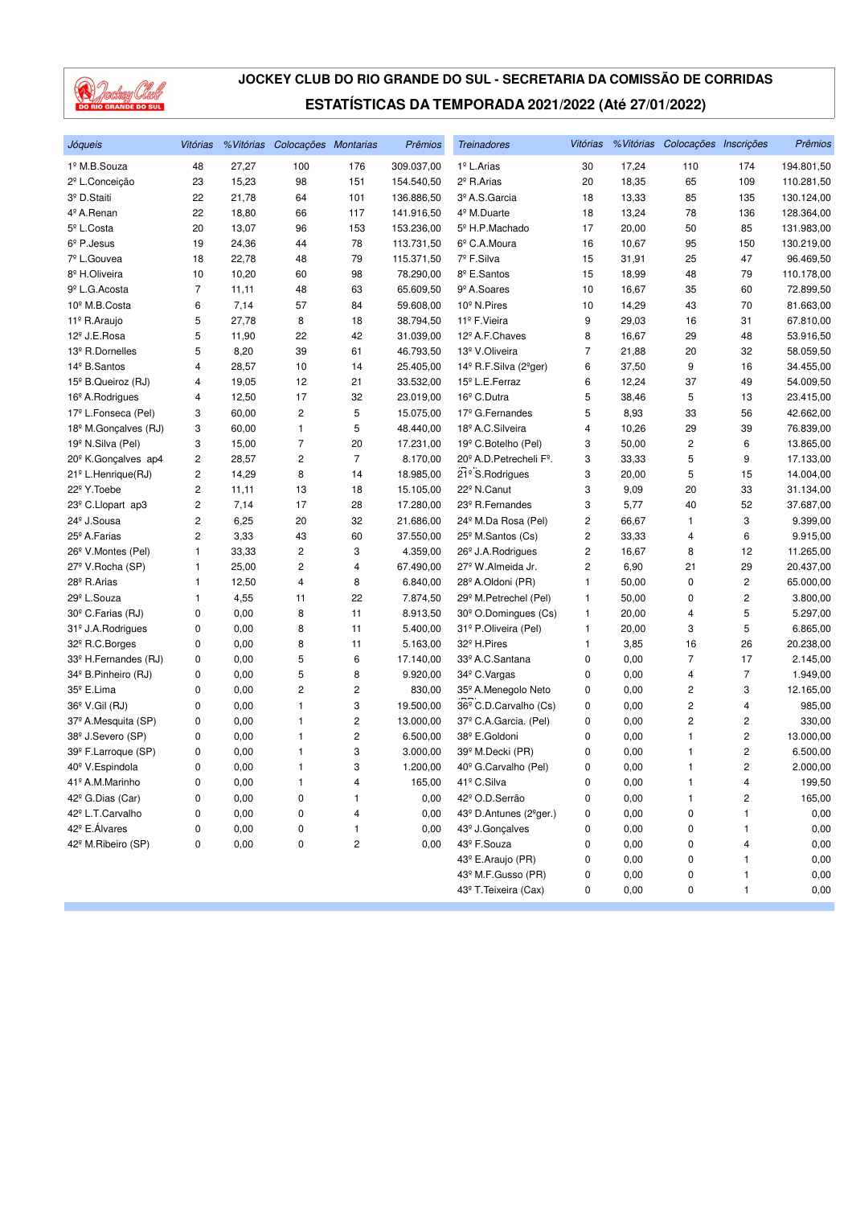# JOCKEY CLUB DO RIO GRANDE DO SUL - SECRETARIA DA COMISSÃO DE CORRIDAS

## ESTATÍSTICAS DA TEMPORADA 2021/2022 (Até 27/01/2022)

| *Jóqueis* | *Vitórias* | *%Vitórias* | *Colocações* | *Montarias* | *Prêmios* |
|---|---|---|---|---|---|
| 1º M.B.Souza | 48 | 27,27 | 100 | 176 | 309.037,00 |
| 2º L.Conceição | 23 | 15,23 | 98 | 151 | 154.540,50 |
| 3º D.Staiti | 22 | 21,78 | 64 | 101 | 136.886,50 |
| 4º A.Renan | 22 | 18,80 | 66 | 117 | 141.916,50 |
| 5º L.Costa | 20 | 13,07 | 96 | 153 | 153.236,00 |
| 6º P.Jesus | 19 | 24,36 | 44 | 78 | 113.731,50 |
| 7º L.Gouvea | 18 | 22,78 | 48 | 79 | 115.371,50 |
| 8º H.Oliveira | 10 | 10,20 | 60 | 98 | 78.290,00 |
| 9º L.G.Acosta | 7 | 11,11 | 48 | 63 | 65.609,50 |
| 10º M.B.Costa | 6 | 7,14 | 57 | 84 | 59.608,00 |
| 11º R.Araujo | 5 | 27,78 | 8 | 18 | 38.794,50 |
| 12º J.E.Rosa | 5 | 11,90 | 22 | 42 | 31.039,00 |
| 13º R.Dornelles | 5 | 8,20 | 39 | 61 | 46.793,50 |
| 14º B.Santos | 4 | 28,57 | 10 | 14 | 25.405,00 |
| 15º B.Queiroz (RJ) | 4 | 19,05 | 12 | 21 | 33.532,00 |
| 16º A.Rodrigues | 4 | 12,50 | 17 | 32 | 23.019,00 |
| 17º L.Fonseca (Pel) | 3 | 60,00 | 2 | 5 | 15.075,00 |
| 18º M.Gonçalves (RJ) | 3 | 60,00 | 1 | 5 | 48.440,00 |
| 19º N.Silva (Pel) | 3 | 15,00 | 7 | 20 | 17.231,00 |
| 20º K.Gonçalves ap4 | 2 | 28,57 | 2 | 7 | 8.170,00 |
| 21º L.Henrique(RJ) | 2 | 14,29 | 8 | 14 | 18.985,00 |
| 22º Y.Toebe | 2 | 11,11 | 13 | 18 | 15.105,00 |
| 23º C.Llopart ap3 | 2 | 7,14 | 17 | 28 | 17.280,00 |
| 24º J.Sousa | 2 | 6,25 | 20 | 32 | 21.686,00 |
| 25º A.Farias | 2 | 3,33 | 43 | 60 | 37.550,00 |
| 26º V.Montes (Pel) | 1 | 33,33 | 2 | 3 | 4.359,00 |
| 27º V.Rocha (SP) | 1 | 25,00 | 2 | 4 | 67.490,00 |
| 28º R.Arias | 1 | 12,50 | 4 | 8 | 6.840,00 |
| 29º L.Souza | 1 | 4,55 | 11 | 22 | 7.874,50 |
| 30º C.Farias (RJ) | 0 | 0,00 | 8 | 11 | 8.913,50 |
| 31º J.A.Rodrigues | 0 | 0,00 | 8 | 11 | 5.400,00 |
| 32º R.C.Borges | 0 | 0,00 | 8 | 11 | 5.163,00 |
| 33º H.Fernandes (RJ) | 0 | 0,00 | 5 | 6 | 17.140,00 |
| 34º B.Pinheiro (RJ) | 0 | 0,00 | 5 | 8 | 9.920,00 |
| 35º E.Lima | 0 | 0,00 | 2 | 2 | 830,00 |
| 36º V.Gil (RJ) | 0 | 0,00 | 1 | 3 | 19.500,00 |
| 37º A.Mesquita (SP) | 0 | 0,00 | 1 | 2 | 13.000,00 |
| 38º J.Severo (SP) | 0 | 0,00 | 1 | 2 | 6.500,00 |
| 39º F.Larroque (SP) | 0 | 0,00 | 1 | 3 | 3.000,00 |
| 40º V.Espindola | 0 | 0,00 | 1 | 3 | 1.200,00 |
| 41º A.M.Marinho | 0 | 0,00 | 1 | 4 | 165,00 |
| 42º G.Dias (Car) | 0 | 0,00 | 0 | 1 | 0,00 |
| 42º L.T.Carvalho | 0 | 0,00 | 0 | 4 | 0,00 |
| 42º E.Álvares | 0 | 0,00 | 0 | 1 | 0,00 |
| 42º M.Ribeiro (SP) | 0 | 0,00 | 0 | 2 | 0,00 |

| *Treinadores* | *Vitórias* | *%Vitórias* | *Colocações* | *Inscrições* | *Prêmios* |
|---|---|---|---|---|---|
| 1º L.Arias | 30 | 17,24 | 110 | 174 | 194.801,50 |
| 2º R.Arias | 20 | 18,35 | 65 | 109 | 110.281,50 |
| 3º A.S.Garcia | 18 | 13,33 | 85 | 135 | 130.124,00 |
| 4º M.Duarte | 18 | 13,24 | 78 | 136 | 128.364,00 |
| 5º H.P.Machado | 17 | 20,00 | 50 | 85 | 131.983,00 |
| 6º C.A.Moura | 16 | 10,67 | 95 | 150 | 130.219,00 |
| 7º F.Silva | 15 | 31,91 | 25 | 47 | 96.469,50 |
| 8º E.Santos | 15 | 18,99 | 48 | 79 | 110.178,00 |
| 9º A.Soares | 10 | 16,67 | 35 | 60 | 72.899,50 |
| 10º N.Pires | 10 | 14,29 | 43 | 70 | 81.663,00 |
| 11º F.Vieira | 9 | 29,03 | 16 | 31 | 67.810,00 |
| 12º A.F.Chaves | 8 | 16,67 | 29 | 48 | 53.916,50 |
| 13º V.Oliveira | 7 | 21,88 | 20 | 32 | 58.059,50 |
| 14º R.F.Silva (2ºger) | 6 | 37,50 | 9 | 16 | 34.455,00 |
| 15º L.E.Ferraz | 6 | 12,24 | 37 | 49 | 54.009,50 |
| 16º C.Dutra | 5 | 38,46 | 5 | 13 | 23.415,00 |
| 17º G.Fernandes | 5 | 8,93 | 33 | 56 | 42.662,00 |
| 18º A.C.Silveira | 4 | 10,26 | 29 | 39 | 76.839,00 |
| 19º C.Botelho (Pel) | 3 | 50,00 | 2 | 6 | 13.865,00 |
| 20º A.D.Petrecheli Fº. | 3 | 33,33 | 5 | 9 | 17.133,00 |
| 21º S.Rodrigues | 3 | 20,00 | 5 | 15 | 14.004,00 |
| 22º N.Canut | 3 | 9,09 | 20 | 33 | 31.134,00 |
| 23º R.Fernandes | 3 | 5,77 | 40 | 52 | 37.687,00 |
| 24º M.Da Rosa (Pel) | 2 | 66,67 | 1 | 3 | 9.399,00 |
| 25º M.Santos (Cs) | 2 | 33,33 | 4 | 6 | 9.915,00 |
| 26º J.A.Rodrigues | 2 | 16,67 | 8 | 12 | 11.265,00 |
| 27º W.Almeida Jr. | 2 | 6,90 | 21 | 29 | 20.437,00 |
| 28º A.Oldoni (PR) | 1 | 50,00 | 0 | 2 | 65.000,00 |
| 29º M.Petrechel (Pel) | 1 | 50,00 | 0 | 2 | 3.800,00 |
| 30º O.Domingues (Cs) | 1 | 20,00 | 4 | 5 | 5.297,00 |
| 31º P.Oliveira (Pel) | 1 | 20,00 | 3 | 5 | 6.865,00 |
| 32º H.Pires | 1 | 3,85 | 16 | 26 | 20.238,00 |
| 33º A.C.Santana | 0 | 0,00 | 7 | 17 | 2.145,00 |
| 34º C.Vargas | 0 | 0,00 | 4 | 7 | 1.949,00 |
| 35º A.Menegolo Neto | 0 | 0,00 | 2 | 3 | 12.165,00 |
| 36º C.D.Carvalho (Cs) | 0 | 0,00 | 2 | 4 | 985,00 |
| 37º C.A.Garcia. (Pel) | 0 | 0,00 | 2 | 2 | 330,00 |
| 38º E.Goldoni | 0 | 0,00 | 1 | 2 | 13.000,00 |
| 39º M.Decki (PR) | 0 | 0,00 | 1 | 2 | 6.500,00 |
| 40º G.Carvalho (Pel) | 0 | 0,00 | 1 | 2 | 2.000,00 |
| 41º C.Silva | 0 | 0,00 | 1 | 4 | 199,50 |
| 42º O.D.Serrão | 0 | 0,00 | 1 | 2 | 165,00 |
| 43º D.Antunes (2ºger.) | 0 | 0,00 | 0 | 1 | 0,00 |
| 43º J.Gonçalves | 0 | 0,00 | 0 | 1 | 0,00 |
| 43º F.Souza | 0 | 0,00 | 0 | 4 | 0,00 |
| 43º E.Araujo (PR) | 0 | 0,00 | 0 | 1 | 0,00 |
| 43º M.F.Gusso (PR) | 0 | 0,00 | 0 | 1 | 0,00 |
| 43º T.Teixeira (Cax) | 0 | 0,00 | 0 | 1 | 0,00 |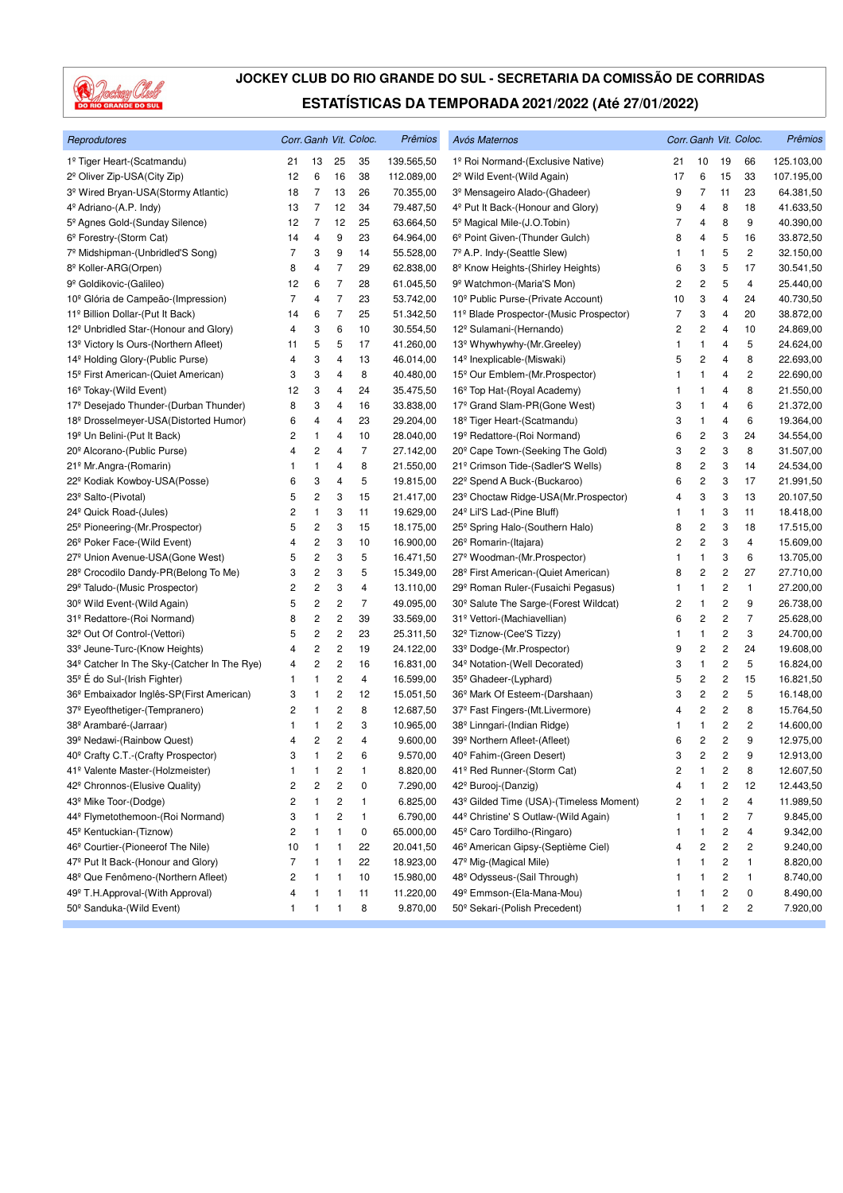# JOCKEY CLUB DO RIO GRANDE DO SUL - SECRETARIA DA COMISSÃO DE CORRIDAS

## ESTATÍSTICAS DA TEMPORADA 2021/2022 (Até 27/01/2022)

| Reprodutores | Corr. | Ganh | Vit. | Coloc. | Prêmios |
|---|---|---|---|---|---|
| 1º Tiger Heart-(Scatmandu) | 21 | 13 | 25 | 35 | 139.565,50 |
| 2º Oliver Zip-USA(City Zip) | 12 | 6 | 16 | 38 | 112.089,00 |
| 3º Wired Bryan-USA(Stormy Atlantic) | 18 | 7 | 13 | 26 | 70.355,00 |
| 4º Adriano-(A.P. Indy) | 13 | 7 | 12 | 34 | 79.487,50 |
| 5º Agnes Gold-(Sunday Silence) | 12 | 7 | 12 | 25 | 63.664,50 |
| 6º Forestry-(Storm Cat) | 14 | 4 | 9 | 23 | 64.964,00 |
| 7º Midshipman-(Unbridled'S Song) | 7 | 3 | 9 | 14 | 55.528,00 |
| 8º Koller-ARG(Orpen) | 8 | 4 | 7 | 29 | 62.838,00 |
| 9º Goldikovic-(Galileo) | 12 | 6 | 7 | 28 | 61.045,50 |
| 10º Glória de Campeão-(Impression) | 7 | 4 | 7 | 23 | 53.742,00 |
| 11º Billion Dollar-(Put It Back) | 14 | 6 | 7 | 25 | 51.342,50 |
| 12º Unbridled Star-(Honour and Glory) | 4 | 3 | 6 | 10 | 30.554,50 |
| 13º Victory Is Ours-(Northern Afleet) | 11 | 5 | 5 | 17 | 41.260,00 |
| 14º Holding Glory-(Public Purse) | 4 | 3 | 4 | 13 | 46.014,00 |
| 15º First American-(Quiet American) | 3 | 3 | 4 | 8 | 40.480,00 |
| 16º Tokay-(Wild Event) | 12 | 3 | 4 | 24 | 35.475,50 |
| 17º Desejado Thunder-(Durban Thunder) | 8 | 3 | 4 | 16 | 33.838,00 |
| 18º Drosselmeyer-USA(Distorted Humor) | 6 | 4 | 4 | 23 | 29.204,00 |
| 19º Un Belini-(Put It Back) | 2 | 1 | 4 | 10 | 28.040,00 |
| 20º Alcorano-(Public Purse) | 4 | 2 | 4 | 7 | 27.142,00 |
| 21º Mr.Angra-(Romarin) | 1 | 1 | 4 | 8 | 21.550,00 |
| 22º Kodiak Kowboy-USA(Posse) | 6 | 3 | 4 | 5 | 19.815,00 |
| 23º Salto-(Pivotal) | 5 | 2 | 3 | 15 | 21.417,00 |
| 24º Quick Road-(Jules) | 2 | 1 | 3 | 11 | 19.629,00 |
| 25º Pioneering-(Mr.Prospector) | 5 | 2 | 3 | 15 | 18.175,00 |
| 26º Poker Face-(Wild Event) | 4 | 2 | 3 | 10 | 16.900,00 |
| 27º Union Avenue-USA(Gone West) | 5 | 2 | 3 | 5 | 16.471,50 |
| 28º Crocodilo Dandy-PR(Belong To Me) | 3 | 2 | 3 | 5 | 15.349,00 |
| 29º Taludo-(Music Prospector) | 2 | 2 | 3 | 4 | 13.110,00 |
| 30º Wild Event-(Wild Again) | 5 | 2 | 2 | 7 | 49.095,00 |
| 31º Redattore-(Roi Normand) | 8 | 2 | 2 | 39 | 33.569,00 |
| 32º Out Of Control-(Vettori) | 5 | 2 | 2 | 23 | 25.311,50 |
| 33º Jeune-Turc-(Know Heights) | 4 | 2 | 2 | 19 | 24.122,00 |
| 34º Catcher In The Sky-(Catcher In The Rye) | 4 | 2 | 2 | 16 | 16.831,00 |
| 35º É do Sul-(Irish Fighter) | 1 | 1 | 2 | 4 | 16.599,00 |
| 36º Embaixador Inglês-SP(First American) | 3 | 1 | 2 | 12 | 15.051,50 |
| 37º Eyeofthetiger-(Tempranero) | 2 | 1 | 2 | 8 | 12.687,50 |
| 38º Arambaré-(Jarraar) | 1 | 1 | 2 | 3 | 10.965,00 |
| 39º Nedawi-(Rainbow Quest) | 4 | 2 | 2 | 4 | 9.600,00 |
| 40º Crafty C.T.-(Crafty Prospector) | 3 | 1 | 2 | 6 | 9.570,00 |
| 41º Valente Master-(Holzmeister) | 1 | 1 | 2 | 1 | 8.820,00 |
| 42º Chronnos-(Elusive Quality) | 2 | 2 | 2 | 0 | 7.290,00 |
| 43º Mike Toor-(Dodge) | 2 | 1 | 2 | 1 | 6.825,00 |
| 44º Flymetothemoon-(Roi Normand) | 3 | 1 | 2 | 1 | 6.790,00 |
| 45º Kentuckian-(Tiznow) | 2 | 1 | 1 | 0 | 65.000,00 |
| 46º Courtier-(Pioneerof The Nile) | 10 | 1 | 1 | 22 | 20.041,50 |
| 47º Put It Back-(Honour and Glory) | 7 | 1 | 1 | 22 | 18.923,00 |
| 48º Que Fenômeno-(Northern Afleet) | 2 | 1 | 1 | 10 | 15.980,00 |
| 49º T.H.Approval-(With Approval) | 4 | 1 | 1 | 11 | 11.220,00 |
| 50º Sanduka-(Wild Event) | 1 | 1 | 1 | 8 | 9.870,00 |

| Avós Maternos | Corr. | Ganh | Vit. | Coloc. | Prêmios |
|---|---|---|---|---|---|
| 1º Roi Normand-(Exclusive Native) | 21 | 10 | 19 | 66 | 125.103,00 |
| 2º Wild Event-(Wild Again) | 17 | 6 | 15 | 33 | 107.195,00 |
| 3º Mensageiro Alado-(Ghadeer) | 9 | 7 | 11 | 23 | 64.381,50 |
| 4º Put It Back-(Honour and Glory) | 9 | 4 | 8 | 18 | 41.633,50 |
| 5º Magical Mile-(J.O.Tobin) | 7 | 4 | 8 | 9 | 40.390,00 |
| 6º Point Given-(Thunder Gulch) | 8 | 4 | 5 | 16 | 33.872,50 |
| 7º A.P. Indy-(Seattle Slew) | 1 | 1 | 5 | 2 | 32.150,00 |
| 8º Know Heights-(Shirley Heights) | 6 | 3 | 5 | 17 | 30.541,50 |
| 9º Watchmon-(Maria'S Mon) | 2 | 2 | 5 | 4 | 25.440,00 |
| 10º Public Purse-(Private Account) | 10 | 3 | 4 | 24 | 40.730,50 |
| 11º Blade Prospector-(Music Prospector) | 7 | 3 | 4 | 20 | 38.872,00 |
| 12º Sulamani-(Hernando) | 2 | 2 | 4 | 10 | 24.869,00 |
| 13º Whywhywhy-(Mr.Greeley) | 1 | 1 | 4 | 5 | 24.624,00 |
| 14º Inexplicable-(Miswaki) | 5 | 2 | 4 | 8 | 22.693,00 |
| 15º Our Emblem-(Mr.Prospector) | 1 | 1 | 4 | 2 | 22.690,00 |
| 16º Top Hat-(Royal Academy) | 1 | 1 | 4 | 8 | 21.550,00 |
| 17º Grand Slam-PR(Gone West) | 3 | 1 | 4 | 6 | 21.372,00 |
| 18º Tiger Heart-(Scatmandu) | 3 | 1 | 4 | 6 | 19.364,00 |
| 19º Redattore-(Roi Normand) | 6 | 2 | 3 | 24 | 34.554,00 |
| 20º Cape Town-(Seeking The Gold) | 3 | 2 | 3 | 8 | 31.507,00 |
| 21º Crimson Tide-(Sadler'S Wells) | 8 | 2 | 3 | 14 | 24.534,00 |
| 22º Spend A Buck-(Buckaroo) | 6 | 2 | 3 | 17 | 21.991,50 |
| 23º Choctaw Ridge-USA(Mr.Prospector) | 4 | 3 | 3 | 13 | 20.107,50 |
| 24º Lil'S Lad-(Pine Bluff) | 1 | 1 | 3 | 11 | 18.418,00 |
| 25º Spring Halo-(Southern Halo) | 8 | 2 | 3 | 18 | 17.515,00 |
| 26º Romarin-(Itajara) | 2 | 2 | 3 | 4 | 15.609,00 |
| 27º Woodman-(Mr.Prospector) | 1 | 1 | 3 | 6 | 13.705,00 |
| 28º First American-(Quiet American) | 8 | 2 | 2 | 27 | 27.710,00 |
| 29º Roman Ruler-(Fusaichi Pegasus) | 1 | 1 | 2 | 1 | 27.200,00 |
| 30º Salute The Sarge-(Forest Wildcat) | 2 | 1 | 2 | 9 | 26.738,00 |
| 31º Vettori-(Machiavellian) | 6 | 2 | 2 | 7 | 25.628,00 |
| 32º Tiznow-(Cee'S Tizzy) | 1 | 1 | 2 | 3 | 24.700,00 |
| 33º Dodge-(Mr.Prospector) | 9 | 2 | 2 | 24 | 19.608,00 |
| 34º Notation-(Well Decorated) | 3 | 1 | 2 | 5 | 16.824,00 |
| 35º Ghadeer-(Lyphard) | 5 | 2 | 2 | 15 | 16.821,50 |
| 36º Mark Of Esteem-(Darshaan) | 3 | 2 | 2 | 5 | 16.148,00 |
| 37º Fast Fingers-(Mt.Livermore) | 4 | 2 | 2 | 8 | 15.764,50 |
| 38º Linngari-(Indian Ridge) | 1 | 1 | 2 | 2 | 14.600,00 |
| 39º Northern Afleet-(Afleet) | 6 | 2 | 2 | 9 | 12.975,00 |
| 40º Fahim-(Green Desert) | 3 | 2 | 2 | 9 | 12.913,00 |
| 41º Red Runner-(Storm Cat) | 2 | 1 | 2 | 8 | 12.607,50 |
| 42º Burooj-(Danzig) | 4 | 1 | 2 | 12 | 12.443,50 |
| 43º Gilded Time (USA)-(Timeless Moment) | 2 | 1 | 2 | 4 | 11.989,50 |
| 44º Christine' S Outlaw-(Wild Again) | 1 | 1 | 2 | 7 | 9.845,00 |
| 45º Caro Tordilho-(Ringaro) | 1 | 1 | 2 | 4 | 9.342,00 |
| 46º American Gipsy-(Septième Ciel) | 4 | 2 | 2 | 2 | 9.240,00 |
| 47º Mig-(Magical Mile) | 1 | 1 | 2 | 1 | 8.820,00 |
| 48º Odysseus-(Sail Through) | 1 | 1 | 2 | 1 | 8.740,00 |
| 49º Emmson-(Ela-Mana-Mou) | 1 | 1 | 2 | 0 | 8.490,00 |
| 50º Sekari-(Polish Precedent) | 1 | 1 | 2 | 2 | 7.920,00 |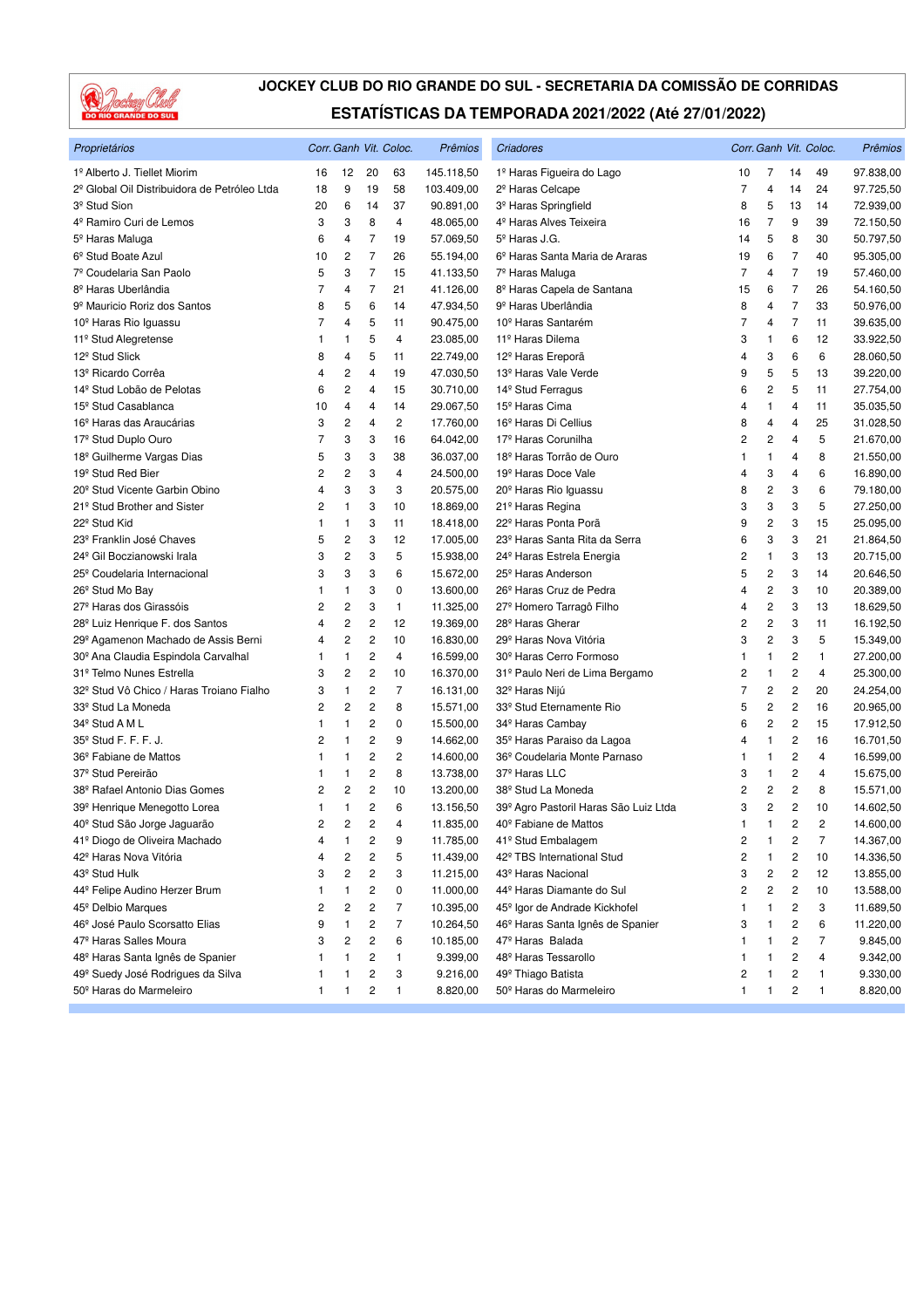# JOCKEY CLUB DO RIO GRANDE DO SUL - SECRETARIA DA COMISSÃO DE CORRIDAS

## ESTATÍSTICAS DA TEMPORADA 2021/2022 (Até 27/01/2022)

| *Proprietários* | *Corr.* | *Ganh* | *Vit.* | *Coloc.* | *Prêmios* |
|---|---|---|---|---|---|
| 1º Alberto J. Tiellet Miorim | 16 | 12 | 20 | 63 | 145.118,50 |
| 2º Global Oil Distribuidora de Petróleo Ltda | 18 | 9 | 19 | 58 | 103.409,00 |
| 3º Stud Sion | 20 | 6 | 14 | 37 | 90.891,00 |
| 4º Ramiro Curi de Lemos | 3 | 3 | 8 | 4 | 48.065,00 |
| 5º Haras Maluga | 6 | 4 | 7 | 19 | 57.069,50 |
| 6º Stud Boate Azul | 10 | 2 | 7 | 26 | 55.194,00 |
| 7º Coudelaria San Paolo | 5 | 3 | 7 | 15 | 41.133,50 |
| 8º Haras Uberlândia | 7 | 4 | 7 | 21 | 41.126,00 |
| 9º Mauricio Roriz dos Santos | 8 | 5 | 6 | 14 | 47.934,50 |
| 10º Haras Rio Iguassu | 7 | 4 | 5 | 11 | 90.475,00 |
| 11º Stud Alegretense | 1 | 1 | 5 | 4 | 23.085,00 |
| 12º Stud Slick | 8 | 4 | 5 | 11 | 22.749,00 |
| 13º Ricardo Corrêa | 4 | 2 | 4 | 19 | 47.030,50 |
| 14º Stud Lobão de Pelotas | 6 | 2 | 4 | 15 | 30.710,00 |
| 15º Stud Casablanca | 10 | 4 | 4 | 14 | 29.067,50 |
| 16º Haras das Araucárias | 3 | 2 | 4 | 2 | 17.760,00 |
| 17º Stud Duplo Ouro | 7 | 3 | 3 | 16 | 64.042,00 |
| 18º Guilherme Vargas Dias | 5 | 3 | 3 | 38 | 36.037,00 |
| 19º Stud Red Bier | 2 | 2 | 3 | 4 | 24.500,00 |
| 20º Stud Vicente Garbin Obino | 4 | 3 | 3 | 3 | 20.575,00 |
| 21º Stud Brother and Sister | 2 | 1 | 3 | 10 | 18.869,00 |
| 22º Stud Kid | 1 | 1 | 3 | 11 | 18.418,00 |
| 23º Franklin José Chaves | 5 | 2 | 3 | 12 | 17.005,00 |
| 24º Gil Boczianowski Irala | 3 | 2 | 3 | 5 | 15.938,00 |
| 25º Coudelaria Internacional | 3 | 3 | 3 | 6 | 15.672,00 |
| 26º Stud Mo Bay | 1 | 1 | 3 | 0 | 13.600,00 |
| 27º Haras dos Girassóis | 2 | 2 | 3 | 1 | 11.325,00 |
| 28º Luiz Henrique F. dos Santos | 4 | 2 | 2 | 12 | 19.369,00 |
| 29º Agamenon Machado de Assis Berni | 4 | 2 | 2 | 10 | 16.830,00 |
| 30º Ana Claudia Espindola Carvalhal | 1 | 1 | 2 | 4 | 16.599,00 |
| 31º Telmo Nunes Estrella | 3 | 2 | 2 | 10 | 16.370,00 |
| 32º Stud Vô Chico / Haras Troiano Fialho | 3 | 1 | 2 | 7 | 16.131,00 |
| 33º Stud La Moneda | 2 | 2 | 2 | 8 | 15.571,00 |
| 34º Stud A M L | 1 | 1 | 2 | 0 | 15.500,00 |
| 35º Stud F. F. F. J. | 2 | 1 | 2 | 9 | 14.662,00 |
| 36º Fabiane de Mattos | 1 | 1 | 2 | 2 | 14.600,00 |
| 37º Stud Pereirão | 1 | 1 | 2 | 8 | 13.738,00 |
| 38º Rafael Antonio Dias Gomes | 2 | 2 | 2 | 10 | 13.200,00 |
| 39º Henrique Menegotto Lorea | 1 | 1 | 2 | 6 | 13.156,50 |
| 40º Stud São Jorge Jaguarão | 2 | 2 | 2 | 4 | 11.835,00 |
| 41º Diogo de Oliveira Machado | 4 | 1 | 2 | 9 | 11.785,00 |
| 42º Haras Nova Vitória | 4 | 2 | 2 | 5 | 11.439,00 |
| 43º Stud Hulk | 3 | 2 | 2 | 3 | 11.215,00 |
| 44º Felipe Audino Herzer Brum | 1 | 1 | 2 | 0 | 11.000,00 |
| 45º Delbio Marques | 2 | 2 | 2 | 7 | 10.395,00 |
| 46º José Paulo Scorsatto Elias | 9 | 1 | 2 | 7 | 10.264,50 |
| 47º Haras Salles Moura | 3 | 2 | 2 | 6 | 10.185,00 |
| 48º Haras Santa Ignês de Spanier | 1 | 1 | 2 | 1 | 9.399,00 |
| 49º Suedy José Rodrigues da Silva | 1 | 1 | 2 | 3 | 9.216,00 |
| 50º Haras do Marmeleiro | 1 | 1 | 2 | 1 | 8.820,00 |

| *Criadores* | *Corr.* | *Ganh* | *Vit.* | *Coloc.* | *Prêmios* |
|---|---|---|---|---|---|
| 1º Haras Figueira do Lago | 10 | 7 | 14 | 49 | 97.838,00 |
| 2º Haras Celcape | 7 | 4 | 14 | 24 | 97.725,50 |
| 3º Haras Springfield | 8 | 5 | 13 | 14 | 72.939,00 |
| 4º Haras Alves Teixeira | 16 | 7 | 9 | 39 | 72.150,50 |
| 5º Haras J.G. | 14 | 5 | 8 | 30 | 50.797,50 |
| 6º Haras Santa Maria de Araras | 19 | 6 | 7 | 40 | 95.305,00 |
| 7º Haras Maluga | 7 | 4 | 7 | 19 | 57.460,00 |
| 8º Haras Capela de Santana | 15 | 6 | 7 | 26 | 54.160,50 |
| 9º Haras Uberlândia | 8 | 4 | 7 | 33 | 50.976,00 |
| 10º Haras Santarém | 7 | 4 | 7 | 11 | 39.635,00 |
| 11º Haras Dilema | 3 | 1 | 6 | 12 | 33.922,50 |
| 12º Haras Ereporã | 4 | 3 | 6 | 6 | 28.060,50 |
| 13º Haras Vale Verde | 9 | 5 | 5 | 13 | 39.220,00 |
| 14º Stud Ferragus | 6 | 2 | 5 | 11 | 27.754,00 |
| 15º Haras Cima | 4 | 1 | 4 | 11 | 35.035,50 |
| 16º Haras Di Cellius | 8 | 4 | 4 | 25 | 31.028,50 |
| 17º Haras Corunilha | 2 | 2 | 4 | 5 | 21.670,00 |
| 18º Haras Torrão de Ouro | 1 | 1 | 4 | 8 | 21.550,00 |
| 19º Haras Doce Vale | 4 | 3 | 4 | 6 | 16.890,00 |
| 20º Haras Rio Iguassu | 8 | 2 | 3 | 6 | 79.180,00 |
| 21º Haras Regina | 3 | 3 | 3 | 5 | 27.250,00 |
| 22º Haras Ponta Porã | 9 | 2 | 3 | 15 | 25.095,00 |
| 23º Haras Santa Rita da Serra | 6 | 3 | 3 | 21 | 21.864,50 |
| 24º Haras Estrela Energia | 2 | 1 | 3 | 13 | 20.715,00 |
| 25º Haras Anderson | 5 | 2 | 3 | 14 | 20.646,50 |
| 26º Haras Cruz de Pedra | 4 | 2 | 3 | 10 | 20.389,00 |
| 27º Homero Tarragô Filho | 4 | 2 | 3 | 13 | 18.629,50 |
| 28º Haras Gherar | 2 | 2 | 3 | 11 | 16.192,50 |
| 29º Haras Nova Vitória | 3 | 2 | 3 | 5 | 15.349,00 |
| 30º Haras Cerro Formoso | 1 | 1 | 2 | 1 | 27.200,00 |
| 31º Paulo Neri de Lima Bergamo | 2 | 1 | 2 | 4 | 25.300,00 |
| 32º Haras Nijú | 7 | 2 | 2 | 20 | 24.254,00 |
| 33º Stud Eternamente Rio | 5 | 2 | 2 | 16 | 20.965,00 |
| 34º Haras Cambay | 6 | 2 | 2 | 15 | 17.912,50 |
| 35º Haras Paraiso da Lagoa | 4 | 1 | 2 | 16 | 16.701,50 |
| 36º Coudelaria Monte Parnaso | 1 | 1 | 2 | 4 | 16.599,00 |
| 37º Haras LLC | 3 | 1 | 2 | 4 | 15.675,00 |
| 38º Stud La Moneda | 2 | 2 | 2 | 8 | 15.571,00 |
| 39º Agro Pastoril Haras São Luiz Ltda | 3 | 2 | 2 | 10 | 14.602,50 |
| 40º Fabiane de Mattos | 1 | 1 | 2 | 2 | 14.600,00 |
| 41º Stud Embalagem | 2 | 1 | 2 | 7 | 14.367,00 |
| 42º TBS International Stud | 2 | 1 | 2 | 10 | 14.336,50 |
| 43º Haras Nacional | 3 | 2 | 2 | 12 | 13.855,00 |
| 44º Haras Diamante do Sul | 2 | 2 | 2 | 10 | 13.588,00 |
| 45º Igor de Andrade Kickhofel | 1 | 1 | 2 | 3 | 11.689,50 |
| 46º Haras Santa Ignês de Spanier | 3 | 1 | 2 | 6 | 11.220,00 |
| 47º Haras Balada | 1 | 1 | 2 | 7 | 9.845,00 |
| 48º Haras Tessarollo | 1 | 1 | 2 | 4 | 9.342,00 |
| 49º Thiago Batista | 2 | 1 | 2 | 1 | 9.330,00 |
| 50º Haras do Marmeleiro | 1 | 1 | 2 | 1 | 8.820,00 |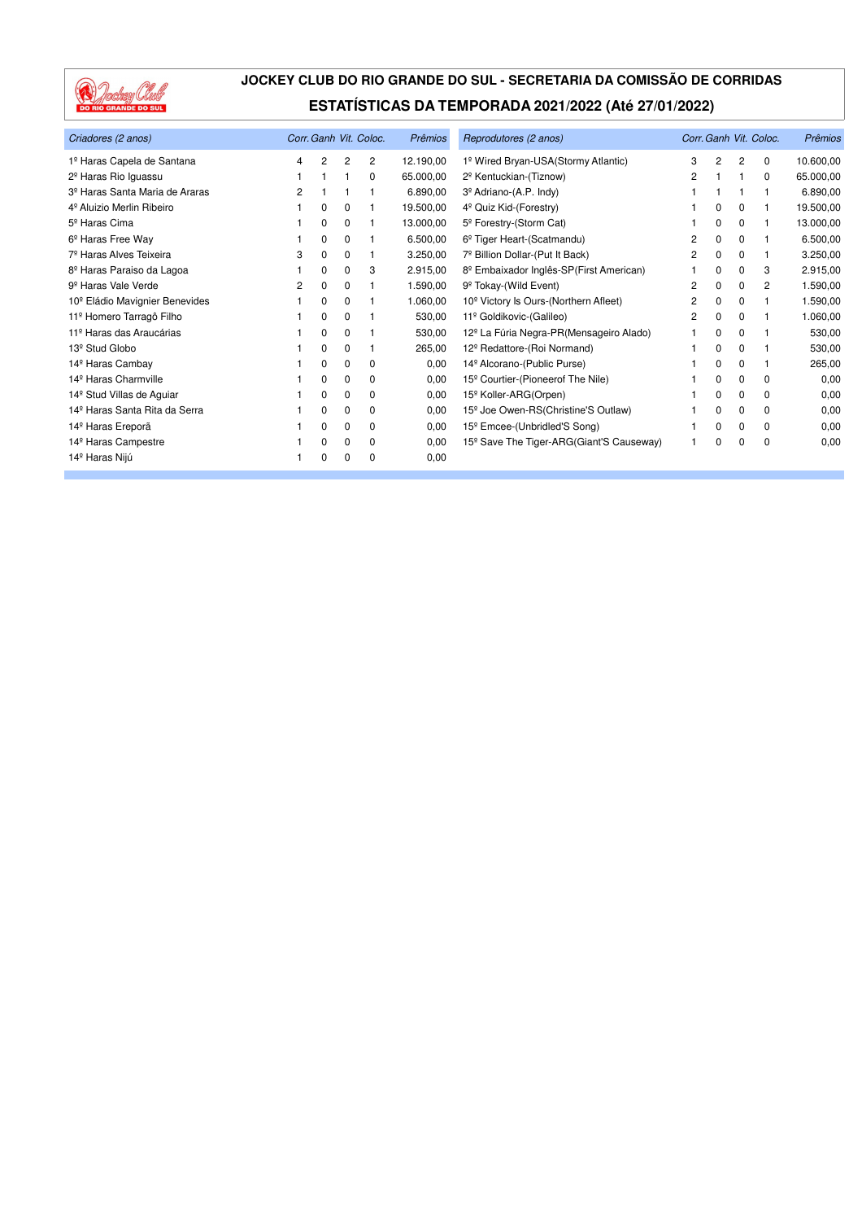# JOCKEY CLUB DO RIO GRANDE DO SUL - SECRETARIA DA COMISSÃO DE CORRIDAS

## ESTATÍSTICAS DA TEMPORADA 2021/2022 (Até 27/01/2022)

| *Criadores (2 anos)* | *Corr.* | *Ganh* | *Vit.* | *Coloc.* | *Prêmios* |
|---|---|---|---|---|---|
| 1º Haras Capela de Santana | 4 | 2 | 2 | 2 | 12.190,00 |
| 2º Haras Rio Iguassu | 1 | 1 | 1 | 0 | 65.000,00 |
| 3º Haras Santa Maria de Araras | 2 | 1 | 1 | 1 | 6.890,00 |
| 4º Aluizio Merlin Ribeiro | 1 | 0 | 0 | 1 | 19.500,00 |
| 5º Haras Cima | 1 | 0 | 0 | 1 | 13.000,00 |
| 6º Haras Free Way | 1 | 0 | 0 | 1 | 6.500,00 |
| 7º Haras Alves Teixeira | 3 | 0 | 0 | 1 | 3.250,00 |
| 8º Haras Paraiso da Lagoa | 1 | 0 | 0 | 3 | 2.915,00 |
| 9º Haras Vale Verde | 2 | 0 | 0 | 1 | 1.590,00 |
| 10º Eládio Mavignier Benevides | 1 | 0 | 0 | 1 | 1.060,00 |
| 11º Homero Tarragô Filho | 1 | 0 | 0 | 1 | 530,00 |
| 11º Haras das Araucárias | 1 | 0 | 0 | 1 | 530,00 |
| 13º Stud Globo | 1 | 0 | 0 | 1 | 265,00 |
| 14º Haras Cambay | 1 | 0 | 0 | 0 | 0,00 |
| 14º Haras Charmville | 1 | 0 | 0 | 0 | 0,00 |
| 14º Stud Villas de Aguiar | 1 | 0 | 0 | 0 | 0,00 |
| 14º Haras Santa Rita da Serra | 1 | 0 | 0 | 0 | 0,00 |
| 14º Haras Ereporã | 1 | 0 | 0 | 0 | 0,00 |
| 14º Haras Campestre | 1 | 0 | 0 | 0 | 0,00 |
| 14º Haras Nijú | 1 | 0 | 0 | 0 | 0,00 |

| *Reprodutores (2 anos)* | *Corr.* | *Ganh* | *Vit.* | *Coloc.* | *Prêmios* |
|---|---|---|---|---|---|
| 1º Wired Bryan-USA(Stormy Atlantic) | 3 | 2 | 2 | 0 | 10.600,00 |
| 2º Kentuckian-(Tiznow) | 2 | 1 | 1 | 0 | 65.000,00 |
| 3º Adriano-(A.P. Indy) | 1 | 1 | 1 | 1 | 6.890,00 |
| 4º Quiz Kid-(Forestry) | 1 | 0 | 0 | 1 | 19.500,00 |
| 5º Forestry-(Storm Cat) | 1 | 0 | 0 | 1 | 13.000,00 |
| 6º Tiger Heart-(Scatmandu) | 2 | 0 | 0 | 1 | 6.500,00 |
| 7º Billion Dollar-(Put It Back) | 2 | 0 | 0 | 1 | 3.250,00 |
| 8º Embaixador Inglês-SP(First American) | 1 | 0 | 0 | 3 | 2.915,00 |
| 9º Tokay-(Wild Event) | 2 | 0 | 0 | 2 | 1.590,00 |
| 10º Victory Is Ours-(Northern Afleet) | 2 | 0 | 0 | 1 | 1.590,00 |
| 11º Goldikovic-(Galileo) | 2 | 0 | 0 | 1 | 1.060,00 |
| 12º La Fúria Negra-PR(Mensageiro Alado) | 1 | 0 | 0 | 1 | 530,00 |
| 12º Redattore-(Roi Normand) | 1 | 0 | 0 | 1 | 530,00 |
| 14º Alcorano-(Public Purse) | 1 | 0 | 0 | 1 | 265,00 |
| 15º Courtier-(Pioneerof The Nile) | 1 | 0 | 0 | 0 | 0,00 |
| 15º Koller-ARG(Orpen) | 1 | 0 | 0 | 0 | 0,00 |
| 15º Joe Owen-RS(Christine'S Outlaw) | 1 | 0 | 0 | 0 | 0,00 |
| 15º Emcee-(Unbridled'S Song) | 1 | 0 | 0 | 0 | 0,00 |
| 15º Save The Tiger-ARG(Giant'S Causeway) | 1 | 0 | 0 | 0 | 0,00 |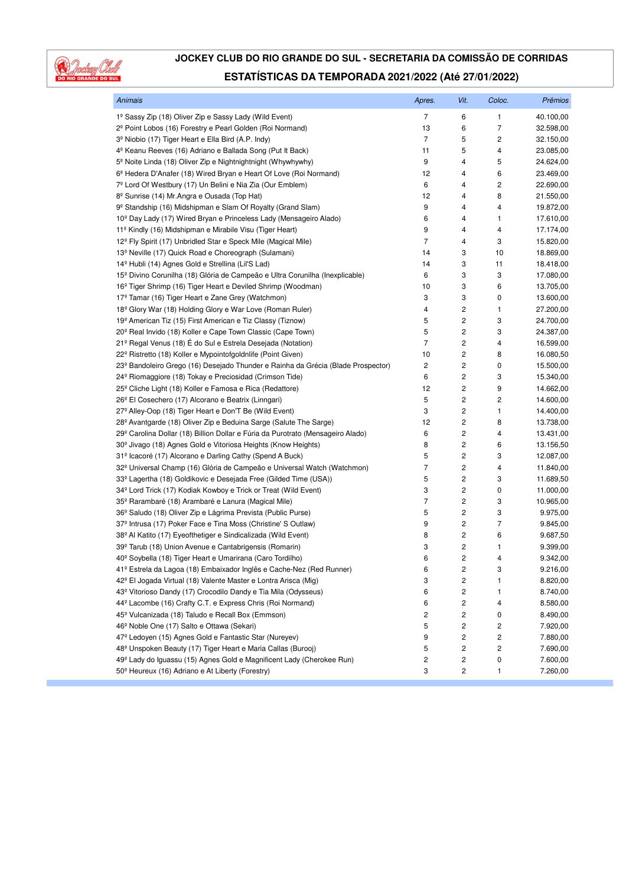## JOCKEY CLUB DO RIO GRANDE DO SUL - SECRETARIA DA COMISSÃO DE CORRIDAS

## ESTATÍSTICAS DA TEMPORADA 2021/2022 (Até 27/01/2022)

| *Animais* | *Apres.* | *Vit.* | *Coloc.* | *Prêmios* |
|---|---|---|---|---|
| 1º Sassy Zip (18) Oliver Zip e Sassy Lady (Wild Event) | 7 | 6 | 1 | 40.100,00 |
| 2º Point Lobos (16) Forestry e Pearl Golden (Roi Normand) | 13 | 6 | 7 | 32.598,00 |
| 3º Niobio (17) Tiger Heart e Ella Bird (A.P. Indy) | 7 | 5 | 2 | 32.150,00 |
| 4º Keanu Reeves (16) Adriano e Ballada Song (Put It Back) | 11 | 5 | 4 | 23.085,00 |
| 5º Noite Linda (18) Oliver Zip e Nightnightnight (Whywhywhy) | 9 | 4 | 5 | 24.624,00 |
| 6º Hedera D'Anafer (18) Wired Bryan e Heart Of Love (Roi Normand) | 12 | 4 | 6 | 23.469,00 |
| 7º Lord Of Westbury (17) Un Belini e Nia Zia (Our Emblem) | 6 | 4 | 2 | 22.690,00 |
| 8º Sunrise (14) Mr.Angra e Ousada (Top Hat) | 12 | 4 | 8 | 21.550,00 |
| 9º Standship (16) Midshipman e Slam Of Royalty (Grand Slam) | 9 | 4 | 4 | 19.872,00 |
| 10º Day Lady (17) Wired Bryan e Princeless Lady (Mensageiro Alado) | 6 | 4 | 1 | 17.610,00 |
| 11º Kindly (16) Midshipman e Mirabile Visu (Tiger Heart) | 9 | 4 | 4 | 17.174,00 |
| 12º Fly Spirit (17) Unbridled Star e Speck Mile (Magical Mile) | 7 | 4 | 3 | 15.820,00 |
| 13º Neville (17) Quick Road e Choreograph (Sulamani) | 14 | 3 | 10 | 18.869,00 |
| 14º Hubli (14) Agnes Gold e Strellina (Lil'S Lad) | 14 | 3 | 11 | 18.418,00 |
| 15º Divino Corunilha (18) Glória de Campeão e Ultra Corunilha (Inexplicable) | 6 | 3 | 3 | 17.080,00 |
| 16º Tiger Shrimp (16) Tiger Heart e Deviled Shrimp (Woodman) | 10 | 3 | 6 | 13.705,00 |
| 17º Tamar (16) Tiger Heart e Zane Grey (Watchmon) | 3 | 3 | 0 | 13.600,00 |
| 18º Glory War (18) Holding Glory e War Love (Roman Ruler) | 4 | 2 | 1 | 27.200,00 |
| 19º American Tiz (15) First American e Tiz Classy (Tiznow) | 5 | 2 | 3 | 24.700,00 |
| 20º Real Invido (18) Koller e Cape Town Classic (Cape Town) | 5 | 2 | 3 | 24.387,00 |
| 21º Regal Venus (18) É do Sul e Estrela Desejada (Notation) | 7 | 2 | 4 | 16.599,00 |
| 22º Ristretto (18) Koller e Mypointofgoldnlife (Point Given) | 10 | 2 | 8 | 16.080,50 |
| 23º Bandoleiro Grego (16) Desejado Thunder e Rainha da Grécia (Blade Prospector) | 2 | 2 | 0 | 15.500,00 |
| 24º Riomaggiore (18) Tokay e Preciosidad (Crimson Tide) | 6 | 2 | 3 | 15.340,00 |
| 25º Cliche Light (18) Koller e Famosa e Rica (Redattore) | 12 | 2 | 9 | 14.662,00 |
| 26º El Cosechero (17) Alcorano e Beatrix (Linngari) | 5 | 2 | 2 | 14.600,00 |
| 27º Alley-Oop (18) Tiger Heart e Don'T Be (Wild Event) | 3 | 2 | 1 | 14.400,00 |
| 28º Avantgarde (18) Oliver Zip e Beduina Sarge (Salute The Sarge) | 12 | 2 | 8 | 13.738,00 |
| 29º Carolina Dollar (18) Billion Dollar e Fúria da Purotrato (Mensageiro Alado) | 6 | 2 | 4 | 13.431,00 |
| 30º Jivago (18) Agnes Gold e Vitoriosa Heights (Know Heights) | 8 | 2 | 6 | 13.156,50 |
| 31º Icacoré (17) Alcorano e Darling Cathy (Spend A Buck) | 5 | 2 | 3 | 12.087,00 |
| 32º Universal Champ (16) Glória de Campeão e Universal Watch (Watchmon) | 7 | 2 | 4 | 11.840,00 |
| 33º Lagertha (18) Goldikovic e Desejada Free (Gilded Time (USA)) | 5 | 2 | 3 | 11.689,50 |
| 34º Lord Trick (17) Kodiak Kowboy e Trick or Treat (Wild Event) | 3 | 2 | 0 | 11.000,00 |
| 35º Rarambaré (18) Arambaré e Lanura (Magical Mile) | 7 | 2 | 3 | 10.965,00 |
| 36º Saludo (18) Oliver Zip e Lágrima Prevista (Public Purse) | 5 | 2 | 3 | 9.975,00 |
| 37º Intrusa (17) Poker Face e Tina Moss (Christine' S Outlaw) | 9 | 2 | 7 | 9.845,00 |
| 38º Al Katito (17) Eyeofthetiger e Sindicalizada (Wild Event) | 8 | 2 | 6 | 9.687,50 |
| 39º Tarub (18) Union Avenue e Cantabrigensis (Romarin) | 3 | 2 | 1 | 9.399,00 |
| 40º Soybella (18) Tiger Heart e Umarirana (Caro Tordilho) | 6 | 2 | 4 | 9.342,00 |
| 41º Estrela da Lagoa (18) Embaixador Inglês e Cache-Nez (Red Runner) | 6 | 2 | 3 | 9.216,00 |
| 42º El Jogada Virtual (18) Valente Master e Lontra Arisca (Mig) | 3 | 2 | 1 | 8.820,00 |
| 43º Vitorioso Dandy (17) Crocodilo Dandy e Tia Mila (Odysseus) | 6 | 2 | 1 | 8.740,00 |
| 44º Lacombe (16) Crafty C.T. e Express Chris (Roi Normand) | 6 | 2 | 4 | 8.580,00 |
| 45º Vulcanizada (18) Taludo e Recall Box (Emmson) | 2 | 2 | 0 | 8.490,00 |
| 46º Noble One (17) Salto e Ottawa (Sekari) | 5 | 2 | 2 | 7.920,00 |
| 47º Ledoyen (15) Agnes Gold e Fantastic Star (Nureyev) | 9 | 2 | 2 | 7.880,00 |
| 48º Unspoken Beauty (17) Tiger Heart e Maria Callas (Burooj) | 5 | 2 | 2 | 7.690,00 |
| 49º Lady do Iguassu (15) Agnes Gold e Magnificent Lady (Cherokee Run) | 2 | 2 | 0 | 7.600,00 |
| 50º Heureux (16) Adriano e At Liberty (Forestry) | 3 | 2 | 1 | 7.260,00 |